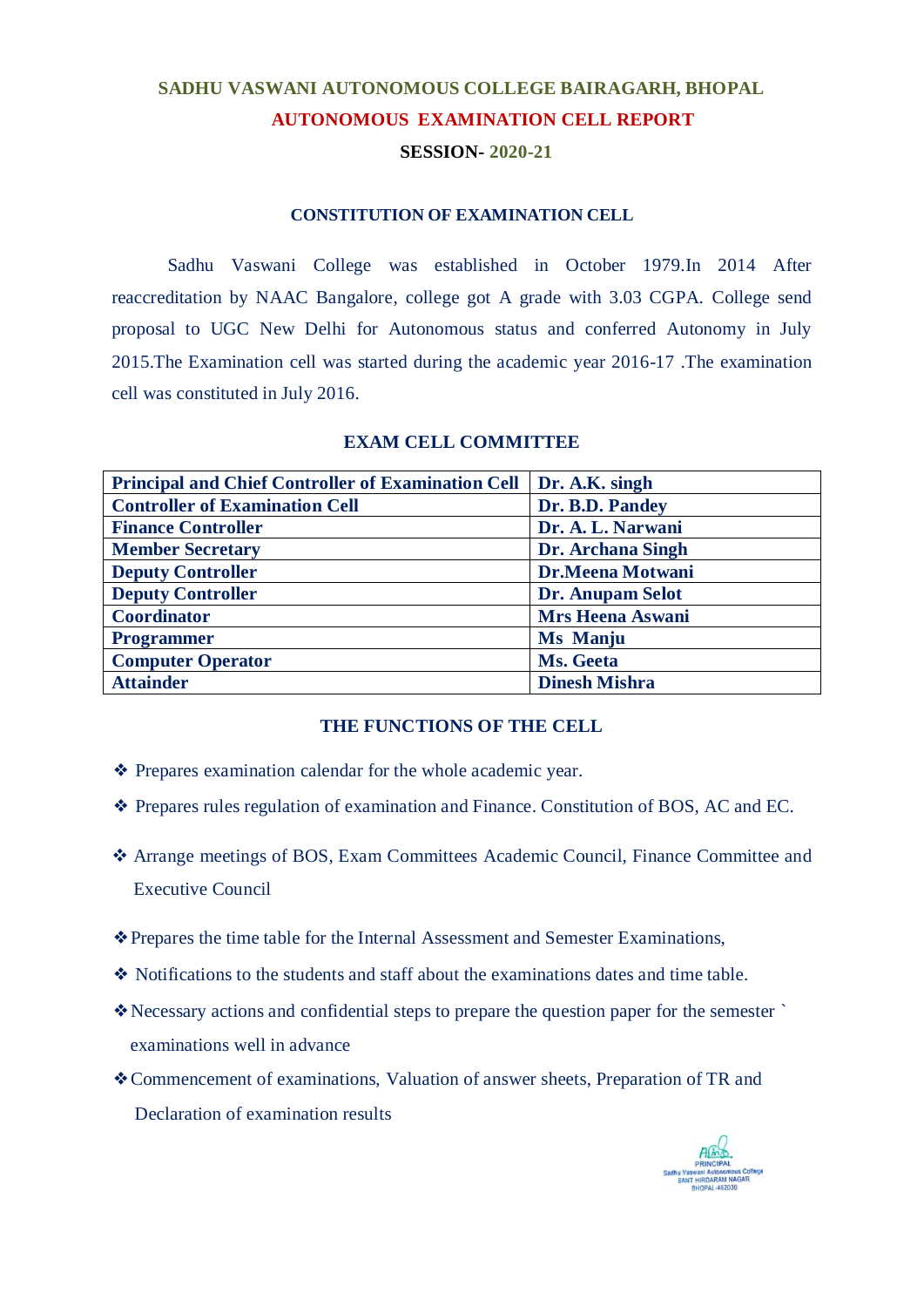# SADHU VASWANI AUTONOMOUS COLLEGE BAIRAGARH, BHOPAL

## AUTONOMOUS EXAMINATION CELL REPORT

### SESSION- 2020-21

#### CONSTITUTION OF EXAMINATION CELL

Sadhu Vaswani College was established in October 1979.In 2014 After reaccreditation by NAAC Bangalore, college got A grade with 3.03 CGPA. College send proposal to UGC New Delhi for Autonomous status and conferred Autonomy in July 2015.The Examination cell was started during the academic year 2016-17 .The examination cell was constituted in July 2016.

#### EXAM CELL COMMITTEE

| Principal and Chief Controller of Examination Cell | Dr. A.K. singh |
|---|---|
| Controller of Examination Cell | Dr. B.D. Pandey |
| Finance Controller | Dr. A. L. Narwani |
| Member Secretary | Dr. Archana Singh |
| Deputy Controller | Dr.Meena Motwani |
| Deputy Controller | Dr. Anupam Selot |
| Coordinator | Mrs Heena Aswani |
| Programmer | Ms Manju |
| Computer Operator | Ms. Geeta |
| Attainder | Dinesh Mishra |

#### THE FUNCTIONS OF THE CELL

- Prepares examination calendar for the whole academic year.
- Prepares rules regulation of examination and Finance. Constitution of BOS, AC and EC.
- Arrange meetings of BOS, Exam Committees Academic Council, Finance Committee and Executive Council
- Prepares the time table for the Internal Assessment and Semester Examinations,
- Notifications to the students and staff about the examinations dates and time table.
- Necessary actions and confidential steps to prepare the question paper for the semester ` examinations well in advance
- Commencement of examinations, Valuation of answer sheets, Preparation of TR and Declaration of examination results

PRINCIPAL
Sadhu Vaswani Autonomous College
SANT HIRDARAM NAGAR
BHOPAL-462030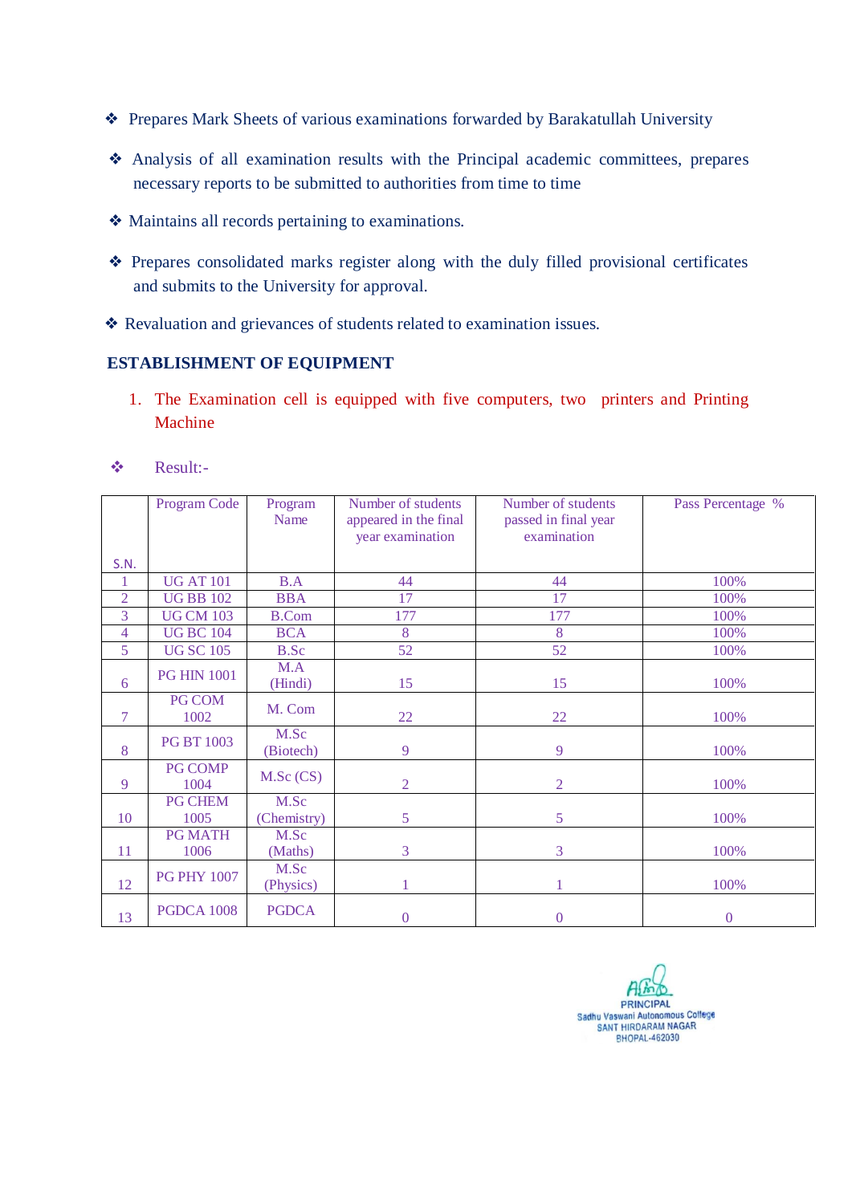- ❖ Prepares Mark Sheets of various examinations forwarded by Barakatullah University
- ❖ Analysis of all examination results with the Principal academic committees, prepares necessary reports to be submitted to authorities from time to time
- ❖ Maintains all records pertaining to examinations.
- ❖ Prepares consolidated marks register along with the duly filled provisional certificates and submits to the University for approval.
- ❖ Revaluation and grievances of students related to examination issues.

**ESTABLISHMENT OF EQUIPMENT**

1. The Examination cell is equipped with five computers, two printers and Printing Machine

❖ Result:-

| S.N. | Program Code | Program Name | Number of students appeared in the final year examination | Number of students passed in final year examination | Pass Percentage % |
|---|---|---|---|---|---|
| 1 | UG AT 101 | B.A | 44 | 44 | 100% |
| 2 | UG BB 102 | BBA | 17 | 17 | 100% |
| 3 | UG CM 103 | B.Com | 177 | 177 | 100% |
| 4 | UG BC 104 | BCA | 8 | 8 | 100% |
| 5 | UG SC 105 | B.Sc | 52 | 52 | 100% |
| 6 | PG HIN 1001 | M.A (Hindi) | 15 | 15 | 100% |
| 7 | PG COM 1002 | M. Com | 22 | 22 | 100% |
| 8 | PG BT 1003 | M.Sc (Biotech) | 9 | 9 | 100% |
| 9 | PG COMP 1004 | M.Sc (CS) | 2 | 2 | 100% |
| 10 | PG CHEM 1005 | M.Sc (Chemistry) | 5 | 5 | 100% |
| 11 | PG MATH 1006 | M.Sc (Maths) | 3 | 3 | 100% |
| 12 | PG PHY 1007 | M.Sc (Physics) | 1 | 1 | 100% |
| 13 | PGDCA 1008 | PGDCA | 0 | 0 | 0 |

PRINCIPAL
Sadhu Vaswani Autonomous College
SANT HIRDARAM NAGAR
BHOPAL-462030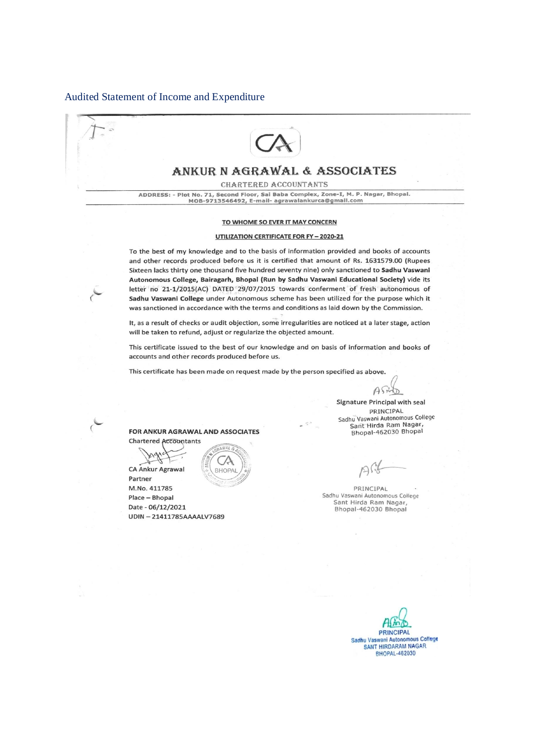Audited Statement of Income and Expenditure

# ANKUR N AGRAWAL & ASSOCIATES

CHARTERED ACCOUNTANTS

ADDRESS: - Plot No. 71, Second Floor, Sai Baba Complex, Zone-I, M. P. Nagar, Bhopal.
MOB-9713546492, E-mail- agrawalankurca@gmail.com

**TO WHOME SO EVER IT MAY CONCERN**

**UTILIZATION CERTIFICATE FOR FY – 2020-21**

To the best of my knowledge and to the basis of information provided and books of accounts and other records produced before us it is certified that amount of Rs. 1631579.00 (Rupees Sixteen lacks thirty one thousand five hundred seventy nine) only sanctioned to **Sadhu Vaswani Autonomous College, Bairagarh, Bhopal (Run by Sadhu Vaswani Educational Society)** vide its letter no 21-1/2015(AC) DATED 29/07/2015 towards conferment of fresh autonomous of **Sadhu Vaswani College** under Autonomous scheme has been utilized for the purpose which it was sanctioned in accordance with the terms and conditions as laid down by the Commission.

It, as a result of checks or audit objection, some irregularities are noticed at a later stage, action will be taken to refund, adjust or regularize the objected amount.

This certificate issued to the best of our knowledge and on basis of information and books of accounts and other records produced before us.

This certificate has been made on request made by the person specified as above.

Signature Principal with seal
PRINCIPAL
Sadhu Vaswani Autonomous College
Sant Hirda Ram Nagar,
Bhopal-462030 Bhopal

**FOR ANKUR AGRAWAL AND ASSOCIATES**
Chartered Accountants

CA Ankur Agrawal
Partner
M.No. 411785
Place – Bhopal
Date - 06/12/2021
UDIN – 21411785AAAALV7689

PRINCIPAL
Sadhu Vaswani Autonomous College
Sant Hirda Ram Nagar,
Bhopal-462030 Bhopal

PRINCIPAL
Sadhu Vaswani Autonomous College
SANT HIRDARAM NAGAR
BHOPAL-462030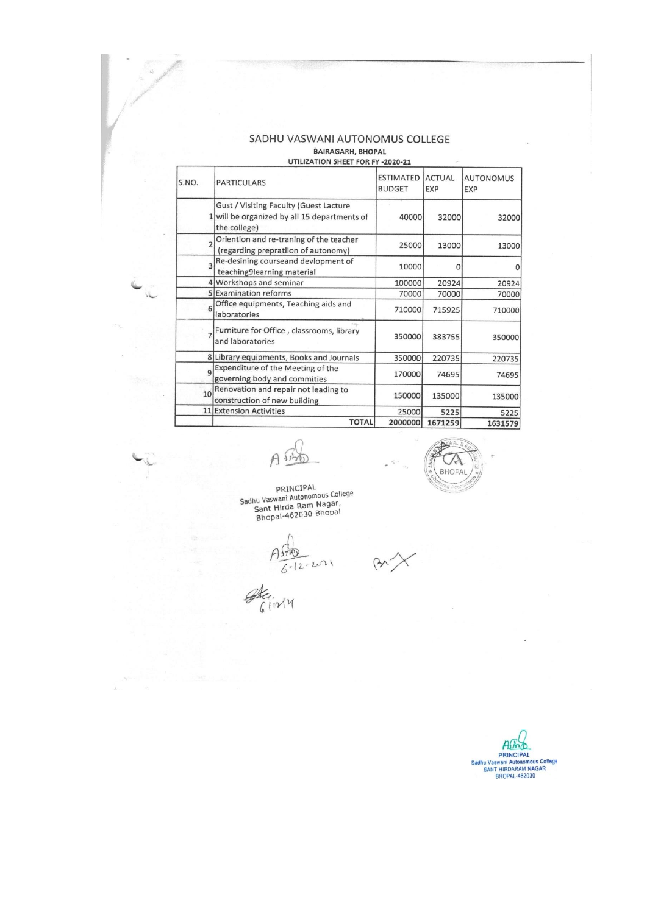# SADHU VASWANI AUTONOMUS COLLEGE

**BAIRAGARH, BHOPAL**

**UTILIZATION SHEET FOR FY -2020-21**

| S.NO. | PARTICULARS | ESTIMATED BUDGET | ACTUAL EXP | AUTONOMUS EXP |
|---|---|---|---|---|
| 1 | Gust / Visiting Faculty (Guest Lacture will be organized by all 15 departments of the college) | 40000 | 32000 | 32000 |
| 2 | Oriention and re-traning of the teacher (regarding prepratiion of autonomy) | 25000 | 13000 | 13000 |
| 3 | Re-desining courseand devlopment of teaching9learning material | 10000 | 0 | 0 |
| 4 | Workshops and seminar | 100000 | 20924 | 20924 |
| 5 | Examination reforms | 70000 | 70000 | 70000 |
| 6 | Office equipments, Teaching aids and laboratories | 710000 | 715925 | 710000 |
| 7 | Furniture for Office , classrooms, library and laboratories | 350000 | 383755 | 350000 |
| 8 | Library equipments, Books and Journals | 350000 | 220735 | 220735 |
| 9 | Expenditure of the Meeting of the governing body and commities | 170000 | 74695 | 74695 |
| 10 | Renovation and repair not leading to construction of new building | 150000 | 135000 | 135000 |
| 11 | Extension Activities | 25000 | 5225 | 5225 |
| | TOTAL | 2000000 | 1671259 | 1631579 |

PRINCIPAL
Sadhu Vaswani Autonomous College
Sant Hirda Ram Nagar,
Bhopal-462030 Bhopal

6-12-2021

6/12/21

PRINCIPAL
Sadhu Vaswani Autonomous College
SANT HIRDARAM NAGAR
BHOPAL-462030